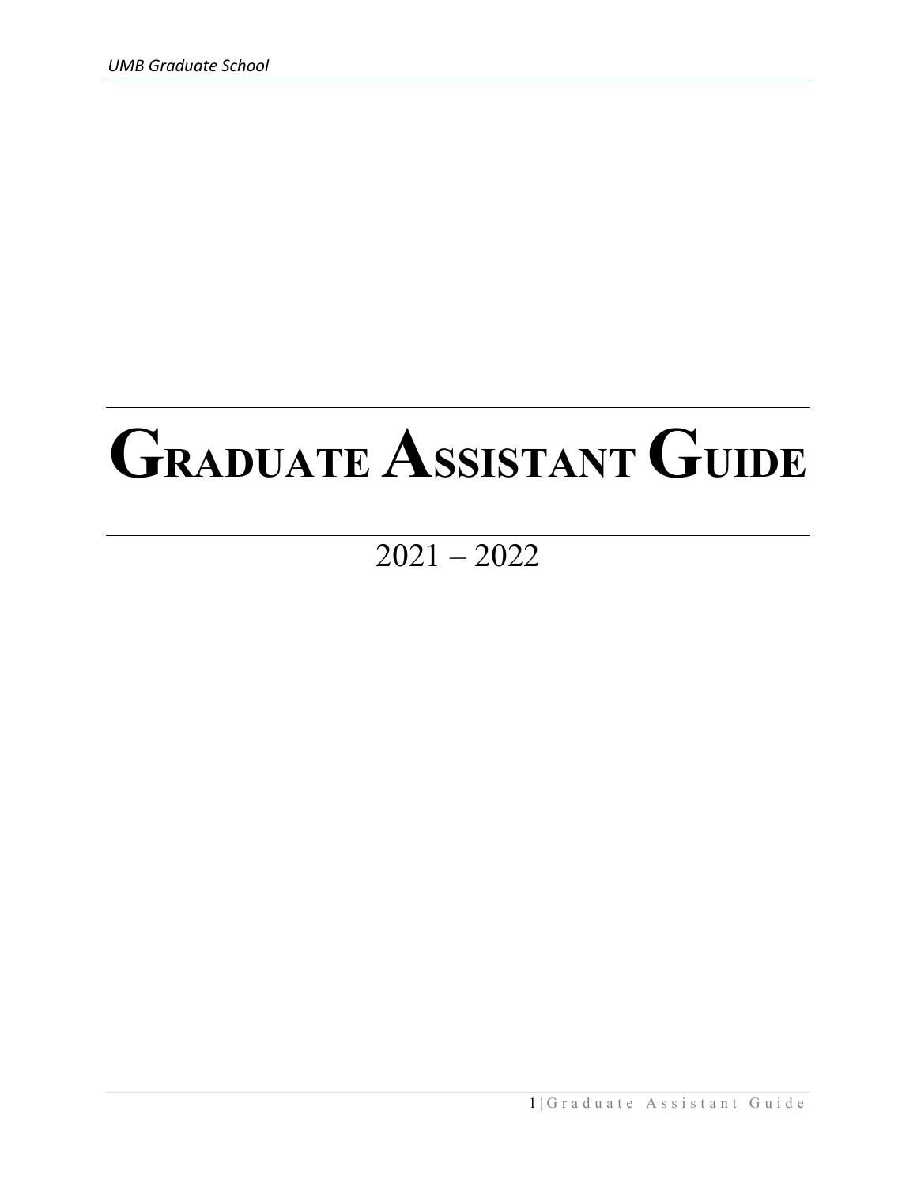# Graduate Assistant Guide

2021 – 2022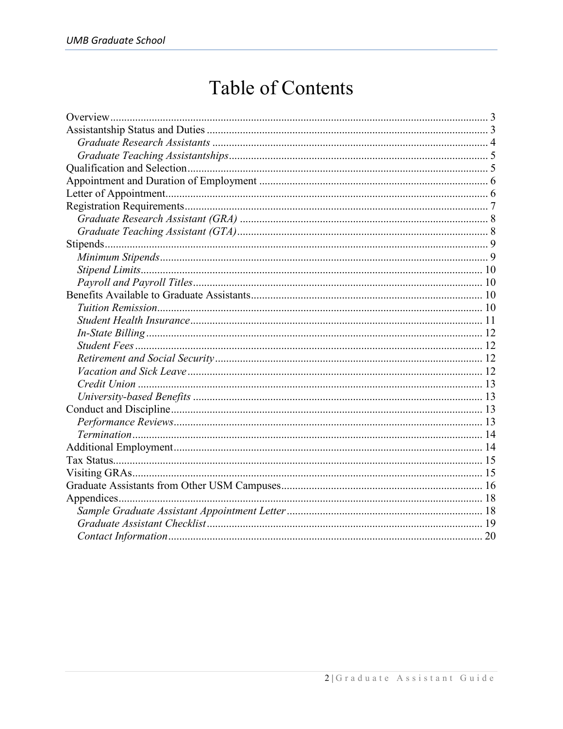# Table of Contents

- Overview ..... 3
- Assistantship Status and Duties ..... 3
  - *Graduate Research Assistants* ..... 4
  - *Graduate Teaching Assistantships* ..... 5
- Qualification and Selection ..... 5
- Appointment and Duration of Employment ..... 6
- Letter of Appointment ..... 6
- Registration Requirements ..... 7
  - *Graduate Research Assistant (GRA)* ..... 8
  - *Graduate Teaching Assistant (GTA)* ..... 8
- Stipends ..... 9
  - *Minimum Stipends* ..... 9
  - *Stipend Limits* ..... 10
  - *Payroll and Payroll Titles* ..... 10
- Benefits Available to Graduate Assistants ..... 10
  - *Tuition Remission* ..... 10
  - *Student Health Insurance* ..... 11
  - *In-State Billing* ..... 12
  - *Student Fees* ..... 12
  - *Retirement and Social Security* ..... 12
  - *Vacation and Sick Leave* ..... 12
  - *Credit Union* ..... 13
  - *University-based Benefits* ..... 13
- Conduct and Discipline ..... 13
  - *Performance Reviews* ..... 13
  - *Termination* ..... 14
- Additional Employment ..... 14
- Tax Status ..... 15
- Visiting GRAs ..... 15
- Graduate Assistants from Other USM Campuses ..... 16
- Appendices ..... 18
  - *Sample Graduate Assistant Appointment Letter* ..... 18
  - *Graduate Assistant Checklist* ..... 19
  - *Contact Information* ..... 20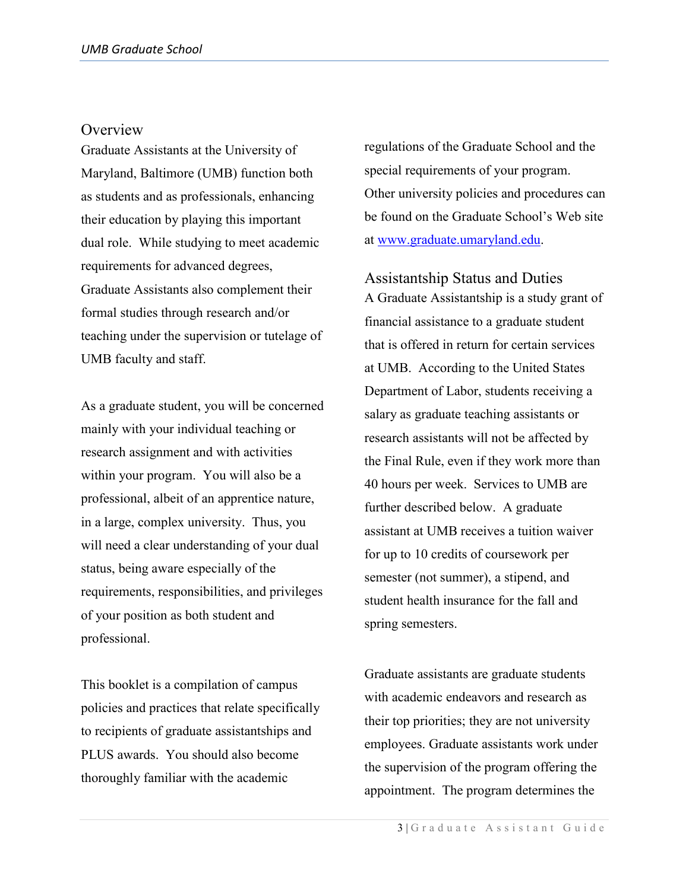## Overview

Graduate Assistants at the University of Maryland, Baltimore (UMB) function both as students and as professionals, enhancing their education by playing this important dual role. While studying to meet academic requirements for advanced degrees, Graduate Assistants also complement their formal studies through research and/or teaching under the supervision or tutelage of UMB faculty and staff.

As a graduate student, you will be concerned mainly with your individual teaching or research assignment and with activities within your program. You will also be a professional, albeit of an apprentice nature, in a large, complex university. Thus, you will need a clear understanding of your dual status, being aware especially of the requirements, responsibilities, and privileges of your position as both student and professional.

This booklet is a compilation of campus policies and practices that relate specifically to recipients of graduate assistantships and PLUS awards. You should also become thoroughly familiar with the academic regulations of the Graduate School and the special requirements of your program. Other university policies and procedures can be found on the Graduate School's Web site at [www.graduate.umaryland.edu](http://www.graduate.umaryland.edu).

## Assistantship Status and Duties

A Graduate Assistantship is a study grant of financial assistance to a graduate student that is offered in return for certain services at UMB. According to the United States Department of Labor, students receiving a salary as graduate teaching assistants or research assistants will not be affected by the Final Rule, even if they work more than 40 hours per week. Services to UMB are further described below. A graduate assistant at UMB receives a tuition waiver for up to 10 credits of coursework per semester (not summer), a stipend, and student health insurance for the fall and spring semesters.

Graduate assistants are graduate students with academic endeavors and research as their top priorities; they are not university employees. Graduate assistants work under the supervision of the program offering the appointment. The program determines the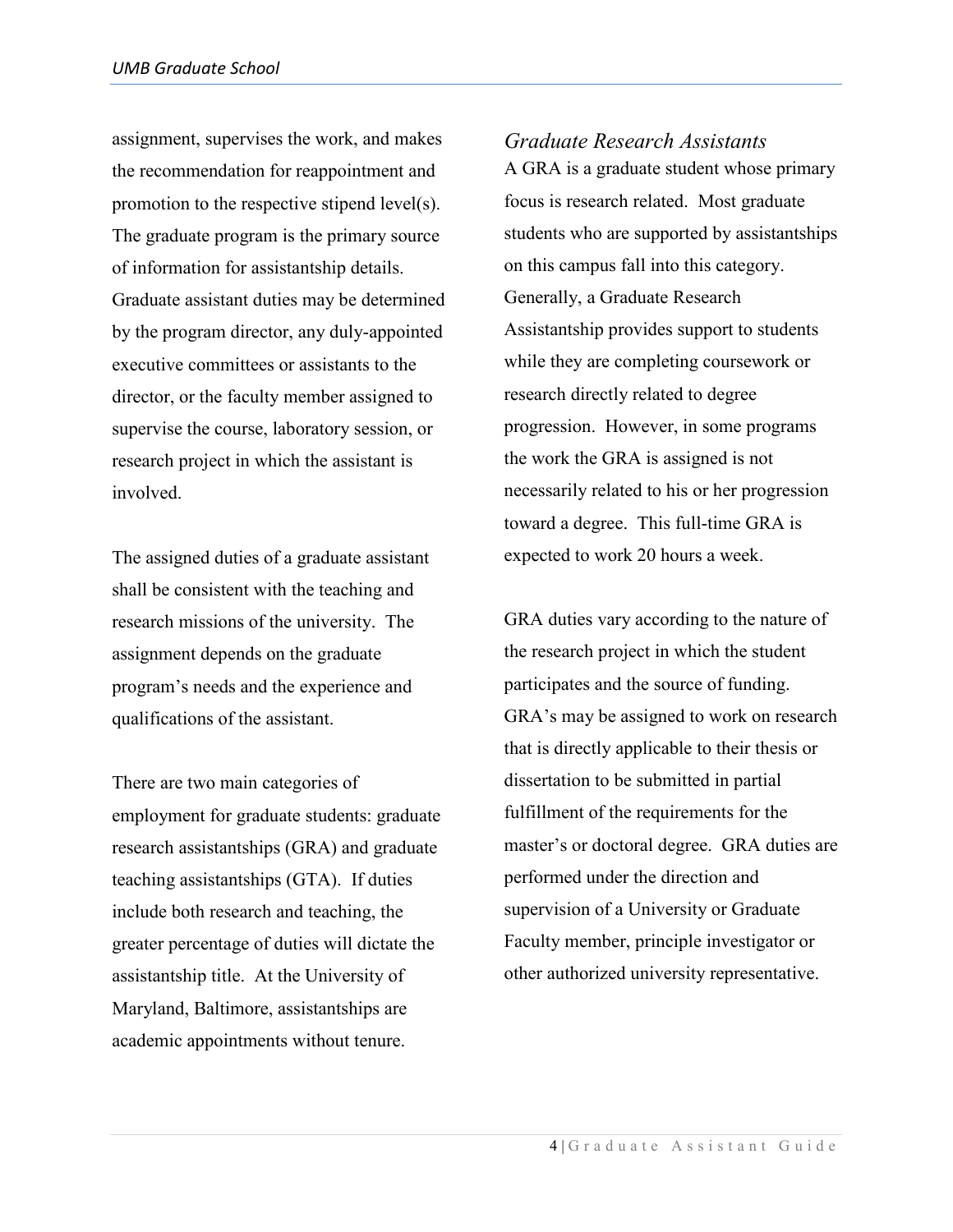assignment, supervises the work, and makes the recommendation for reappointment and promotion to the respective stipend level(s). The graduate program is the primary source of information for assistantship details. Graduate assistant duties may be determined by the program director, any duly-appointed executive committees or assistants to the director, or the faculty member assigned to supervise the course, laboratory session, or research project in which the assistant is involved.

The assigned duties of a graduate assistant shall be consistent with the teaching and research missions of the university. The assignment depends on the graduate program's needs and the experience and qualifications of the assistant.

There are two main categories of employment for graduate students: graduate research assistantships (GRA) and graduate teaching assistantships (GTA). If duties include both research and teaching, the greater percentage of duties will dictate the assistantship title. At the University of Maryland, Baltimore, assistantships are academic appointments without tenure.

### *Graduate Research Assistants*

A GRA is a graduate student whose primary focus is research related. Most graduate students who are supported by assistantships on this campus fall into this category. Generally, a Graduate Research Assistantship provides support to students while they are completing coursework or research directly related to degree progression. However, in some programs the work the GRA is assigned is not necessarily related to his or her progression toward a degree. This full-time GRA is expected to work 20 hours a week.

GRA duties vary according to the nature of the research project in which the student participates and the source of funding. GRA's may be assigned to work on research that is directly applicable to their thesis or dissertation to be submitted in partial fulfillment of the requirements for the master's or doctoral degree. GRA duties are performed under the direction and supervision of a University or Graduate Faculty member, principle investigator or other authorized university representative.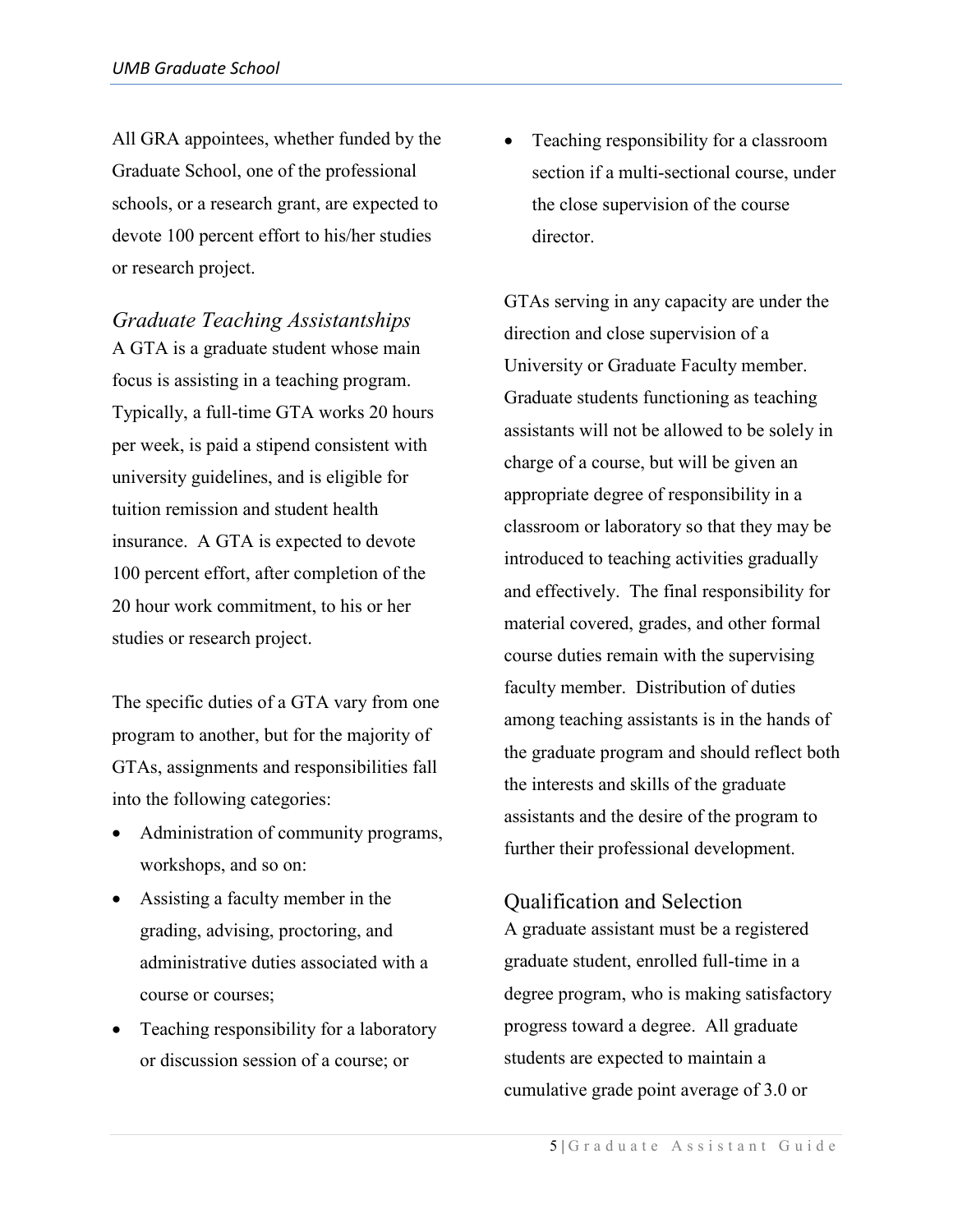All GRA appointees, whether funded by the Graduate School, one of the professional schools, or a research grant, are expected to devote 100 percent effort to his/her studies or research project.

## *Graduate Teaching Assistantships*

A GTA is a graduate student whose main focus is assisting in a teaching program. Typically, a full-time GTA works 20 hours per week, is paid a stipend consistent with university guidelines, and is eligible for tuition remission and student health insurance. A GTA is expected to devote 100 percent effort, after completion of the 20 hour work commitment, to his or her studies or research project.

The specific duties of a GTA vary from one program to another, but for the majority of GTAs, assignments and responsibilities fall into the following categories:

- Administration of community programs, workshops, and so on:
- Assisting a faculty member in the grading, advising, proctoring, and administrative duties associated with a course or courses;
- Teaching responsibility for a laboratory or discussion session of a course; or
- Teaching responsibility for a classroom section if a multi-sectional course, under the close supervision of the course director.

GTAs serving in any capacity are under the direction and close supervision of a University or Graduate Faculty member. Graduate students functioning as teaching assistants will not be allowed to be solely in charge of a course, but will be given an appropriate degree of responsibility in a classroom or laboratory so that they may be introduced to teaching activities gradually and effectively. The final responsibility for material covered, grades, and other formal course duties remain with the supervising faculty member. Distribution of duties among teaching assistants is in the hands of the graduate program and should reflect both the interests and skills of the graduate assistants and the desire of the program to further their professional development.

## Qualification and Selection

A graduate assistant must be a registered graduate student, enrolled full-time in a degree program, who is making satisfactory progress toward a degree. All graduate students are expected to maintain a cumulative grade point average of 3.0 or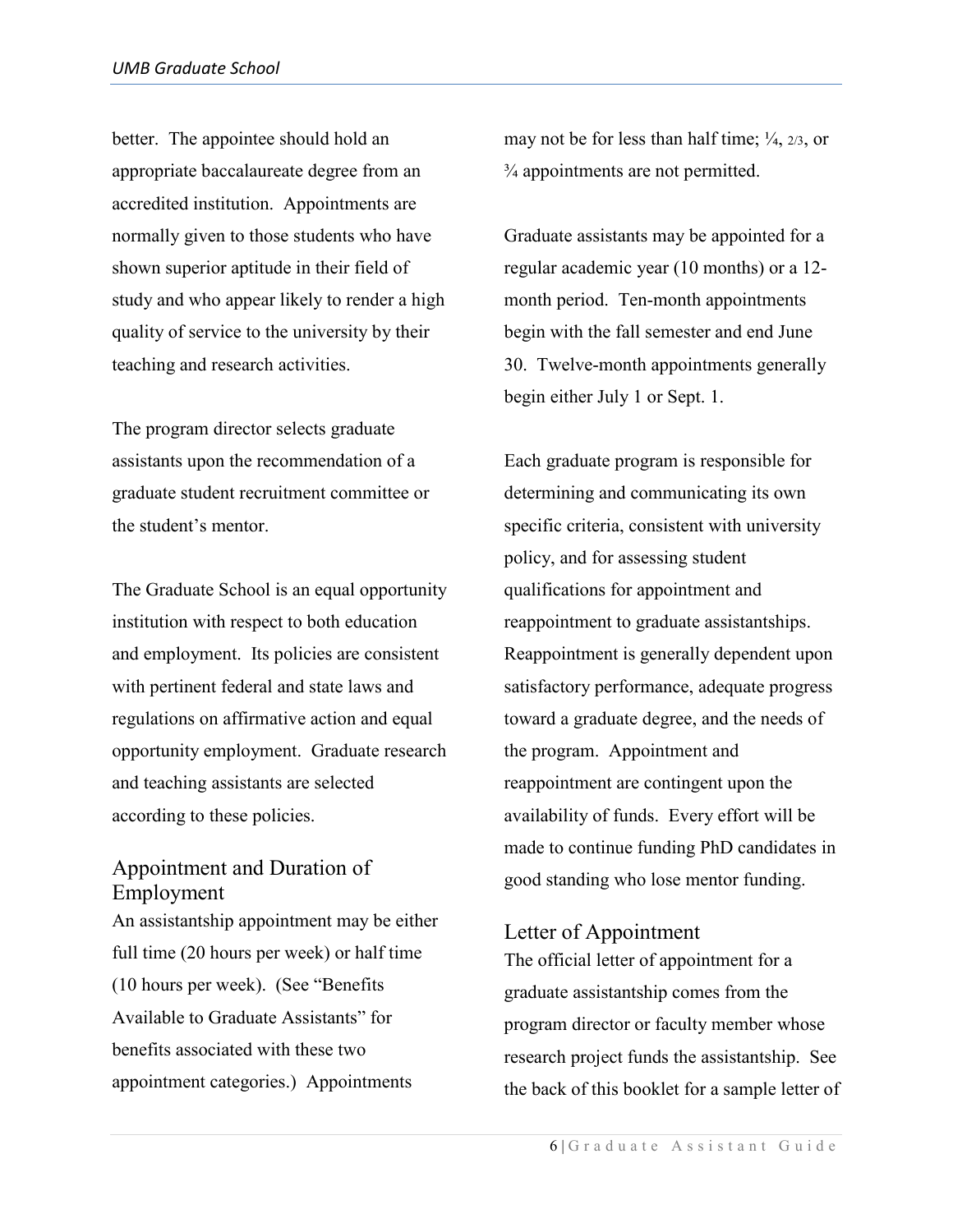better. The appointee should hold an appropriate baccalaureate degree from an accredited institution. Appointments are normally given to those students who have shown superior aptitude in their field of study and who appear likely to render a high quality of service to the university by their teaching and research activities.

The program director selects graduate assistants upon the recommendation of a graduate student recruitment committee or the student's mentor.

The Graduate School is an equal opportunity institution with respect to both education and employment. Its policies are consistent with pertinent federal and state laws and regulations on affirmative action and equal opportunity employment. Graduate research and teaching assistants are selected according to these policies.

## Appointment and Duration of Employment

An assistantship appointment may be either full time (20 hours per week) or half time (10 hours per week). (See "Benefits Available to Graduate Assistants" for benefits associated with these two appointment categories.) Appointments may not be for less than half time; ¼, 2/3, or ¾ appointments are not permitted.

Graduate assistants may be appointed for a regular academic year (10 months) or a 12-month period. Ten-month appointments begin with the fall semester and end June 30. Twelve-month appointments generally begin either July 1 or Sept. 1.

Each graduate program is responsible for determining and communicating its own specific criteria, consistent with university policy, and for assessing student qualifications for appointment and reappointment to graduate assistantships. Reappointment is generally dependent upon satisfactory performance, adequate progress toward a graduate degree, and the needs of the program. Appointment and reappointment are contingent upon the availability of funds. Every effort will be made to continue funding PhD candidates in good standing who lose mentor funding.

## Letter of Appointment

The official letter of appointment for a graduate assistantship comes from the program director or faculty member whose research project funds the assistantship. See the back of this booklet for a sample letter of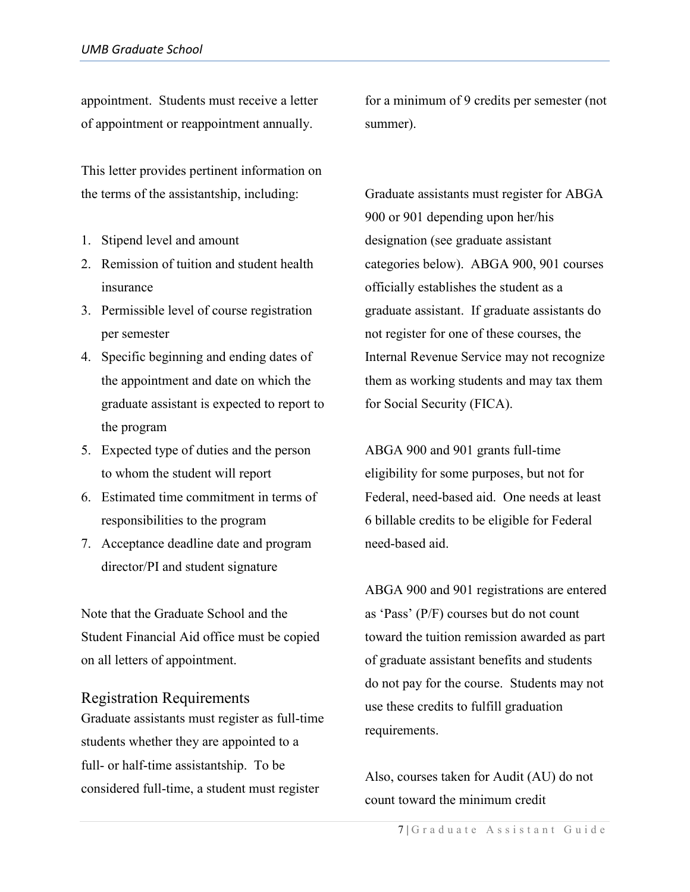appointment. Students must receive a letter of appointment or reappointment annually.

This letter provides pertinent information on the terms of the assistantship, including:

1. Stipend level and amount
2. Remission of tuition and student health insurance
3. Permissible level of course registration per semester
4. Specific beginning and ending dates of the appointment and date on which the graduate assistant is expected to report to the program
5. Expected type of duties and the person to whom the student will report
6. Estimated time commitment in terms of responsibilities to the program
7. Acceptance deadline date and program director/PI and student signature

Note that the Graduate School and the Student Financial Aid office must be copied on all letters of appointment.

## Registration Requirements

Graduate assistants must register as full-time students whether they are appointed to a full- or half-time assistantship. To be considered full-time, a student must register for a minimum of 9 credits per semester (not summer).

Graduate assistants must register for ABGA 900 or 901 depending upon her/his designation (see graduate assistant categories below). ABGA 900, 901 courses officially establishes the student as a graduate assistant. If graduate assistants do not register for one of these courses, the Internal Revenue Service may not recognize them as working students and may tax them for Social Security (FICA).

ABGA 900 and 901 grants full-time eligibility for some purposes, but not for Federal, need-based aid. One needs at least 6 billable credits to be eligible for Federal need-based aid.

ABGA 900 and 901 registrations are entered as 'Pass' (P/F) courses but do not count toward the tuition remission awarded as part of graduate assistant benefits and students do not pay for the course. Students may not use these credits to fulfill graduation requirements.

Also, courses taken for Audit (AU) do not count toward the minimum credit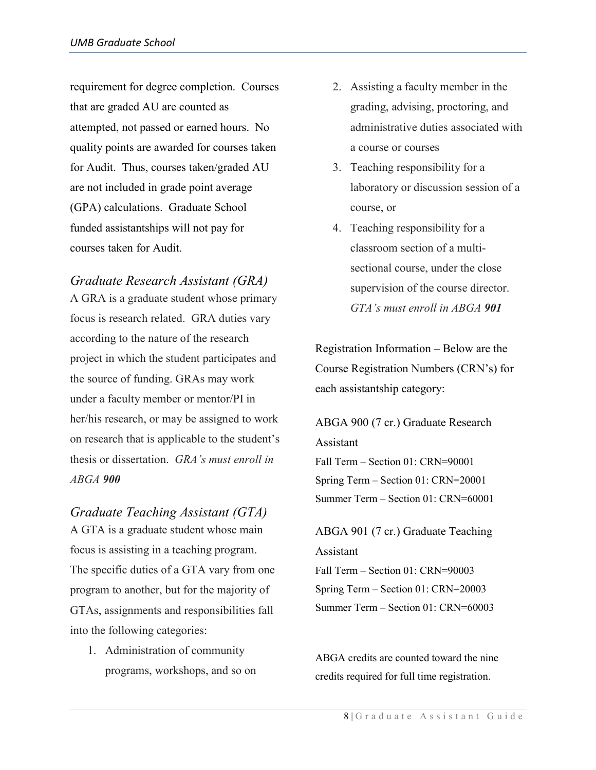requirement for degree completion. Courses that are graded AU are counted as attempted, not passed or earned hours. No quality points are awarded for courses taken for Audit. Thus, courses taken/graded AU are not included in grade point average (GPA) calculations. Graduate School funded assistantships will not pay for courses taken for Audit.

## *Graduate Research Assistant (GRA)*

A GRA is a graduate student whose primary focus is research related. GRA duties vary according to the nature of the research project in which the student participates and the source of funding. GRAs may work under a faculty member or mentor/PI in her/his research, or may be assigned to work on research that is applicable to the student's thesis or dissertation. *GRA's must enroll in ABGA **900***

## *Graduate Teaching Assistant (GTA)*

A GTA is a graduate student whose main focus is assisting in a teaching program. The specific duties of a GTA vary from one program to another, but for the majority of GTAs, assignments and responsibilities fall into the following categories:

1. Administration of community programs, workshops, and so on
2. Assisting a faculty member in the grading, advising, proctoring, and administrative duties associated with a course or courses
3. Teaching responsibility for a laboratory or discussion session of a course, or
4. Teaching responsibility for a classroom section of a multi-sectional course, under the close supervision of the course director. *GTA's must enroll in ABGA **901***

Registration Information – Below are the Course Registration Numbers (CRN's) for each assistantship category:

ABGA 900 (7 cr.) Graduate Research Assistant

Fall Term – Section 01: CRN=90001
Spring Term – Section 01: CRN=20001
Summer Term – Section 01: CRN=60001

ABGA 901 (7 cr.) Graduate Teaching Assistant

Fall Term – Section 01: CRN=90003
Spring Term – Section 01: CRN=20003
Summer Term – Section 01: CRN=60003

ABGA credits are counted toward the nine credits required for full time registration.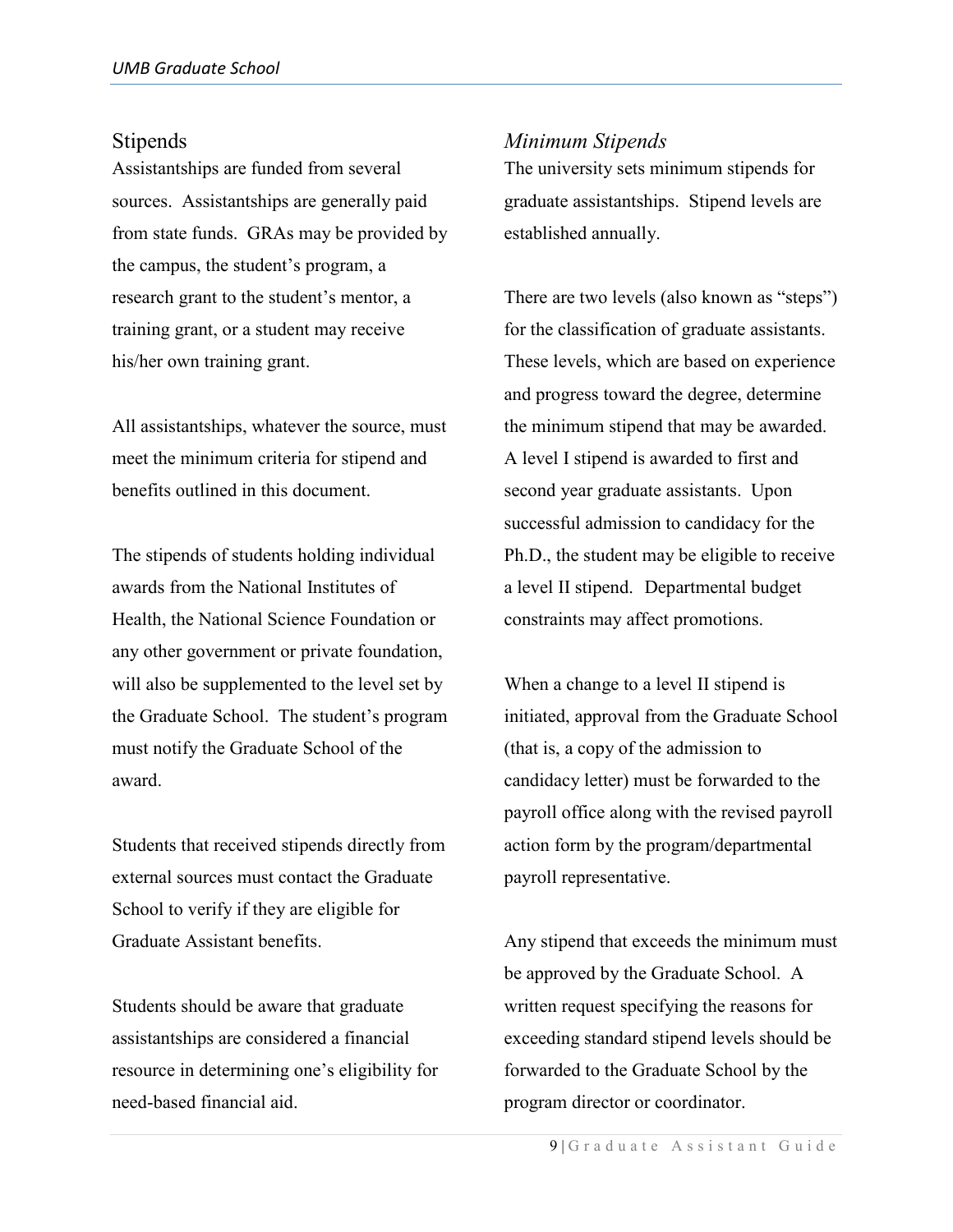## Stipends

Assistantships are funded from several sources. Assistantships are generally paid from state funds. GRAs may be provided by the campus, the student's program, a research grant to the student's mentor, a training grant, or a student may receive his/her own training grant.

All assistantships, whatever the source, must meet the minimum criteria for stipend and benefits outlined in this document.

The stipends of students holding individual awards from the National Institutes of Health, the National Science Foundation or any other government or private foundation, will also be supplemented to the level set by the Graduate School. The student's program must notify the Graduate School of the award.

Students that received stipends directly from external sources must contact the Graduate School to verify if they are eligible for Graduate Assistant benefits.

Students should be aware that graduate assistantships are considered a financial resource in determining one's eligibility for need-based financial aid.

### *Minimum Stipends*

The university sets minimum stipends for graduate assistantships. Stipend levels are established annually.

There are two levels (also known as "steps") for the classification of graduate assistants. These levels, which are based on experience and progress toward the degree, determine the minimum stipend that may be awarded. A level I stipend is awarded to first and second year graduate assistants. Upon successful admission to candidacy for the Ph.D., the student may be eligible to receive a level II stipend. Departmental budget constraints may affect promotions.

When a change to a level II stipend is initiated, approval from the Graduate School (that is, a copy of the admission to candidacy letter) must be forwarded to the payroll office along with the revised payroll action form by the program/departmental payroll representative.

Any stipend that exceeds the minimum must be approved by the Graduate School. A written request specifying the reasons for exceeding standard stipend levels should be forwarded to the Graduate School by the program director or coordinator.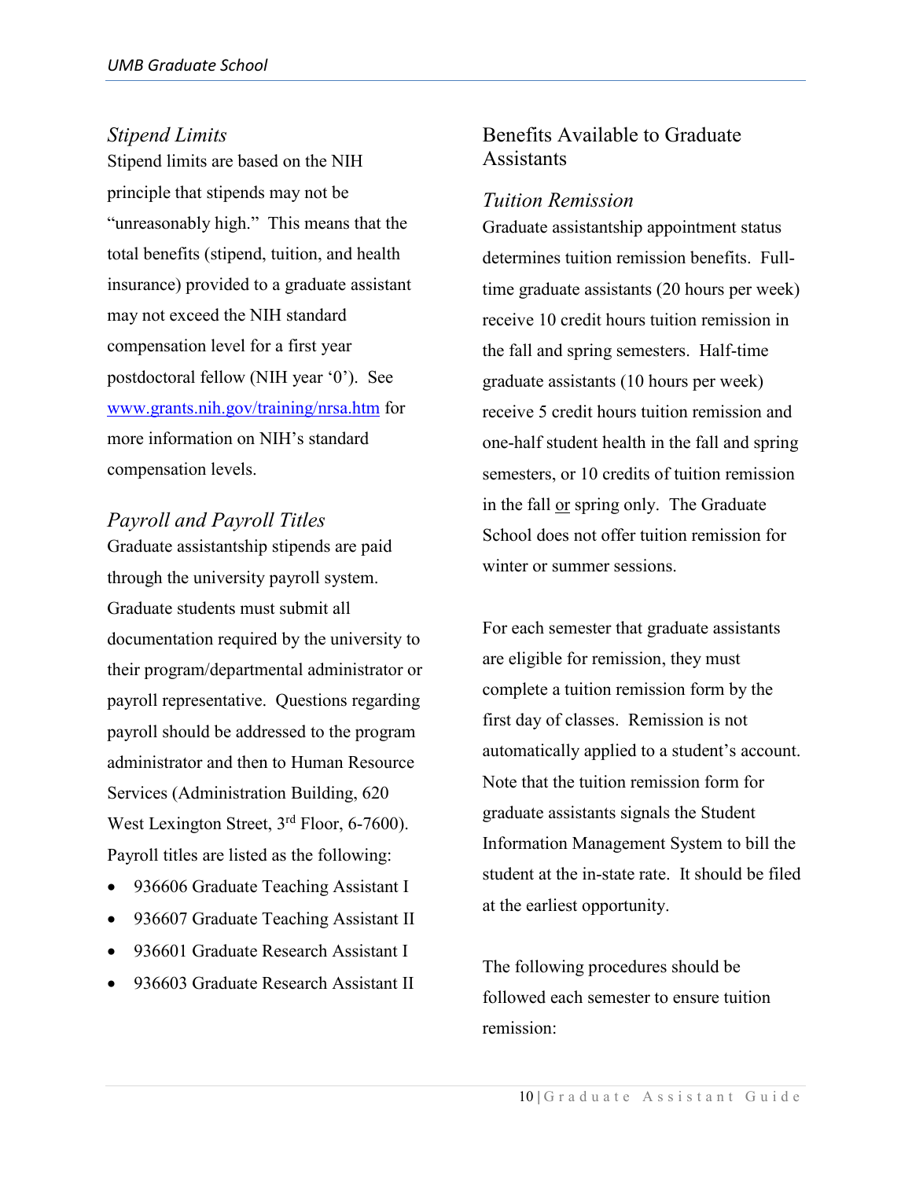### *Stipend Limits*

Stipend limits are based on the NIH principle that stipends may not be "unreasonably high." This means that the total benefits (stipend, tuition, and health insurance) provided to a graduate assistant may not exceed the NIH standard compensation level for a first year postdoctoral fellow (NIH year '0'). See [www.grants.nih.gov/training/nrsa.htm](www.grants.nih.gov/training/nrsa.htm) for more information on NIH's standard compensation levels.

### *Payroll and Payroll Titles*

Graduate assistantship stipends are paid through the university payroll system. Graduate students must submit all documentation required by the university to their program/departmental administrator or payroll representative. Questions regarding payroll should be addressed to the program administrator and then to Human Resource Services (Administration Building, 620 West Lexington Street, 3rd Floor, 6-7600). Payroll titles are listed as the following:

- 936606 Graduate Teaching Assistant I
- 936607 Graduate Teaching Assistant II
- 936601 Graduate Research Assistant I
- 936603 Graduate Research Assistant II

## Benefits Available to Graduate Assistants

### *Tuition Remission*

Graduate assistantship appointment status determines tuition remission benefits. Full-time graduate assistants (20 hours per week) receive 10 credit hours tuition remission in the fall and spring semesters. Half-time graduate assistants (10 hours per week) receive 5 credit hours tuition remission and one-half student health in the fall and spring semesters, or 10 credits of tuition remission in the fall <u>or</u> spring only. The Graduate School does not offer tuition remission for winter or summer sessions.

For each semester that graduate assistants are eligible for remission, they must complete a tuition remission form by the first day of classes. Remission is not automatically applied to a student's account. Note that the tuition remission form for graduate assistants signals the Student Information Management System to bill the student at the in-state rate. It should be filed at the earliest opportunity.

The following procedures should be followed each semester to ensure tuition remission: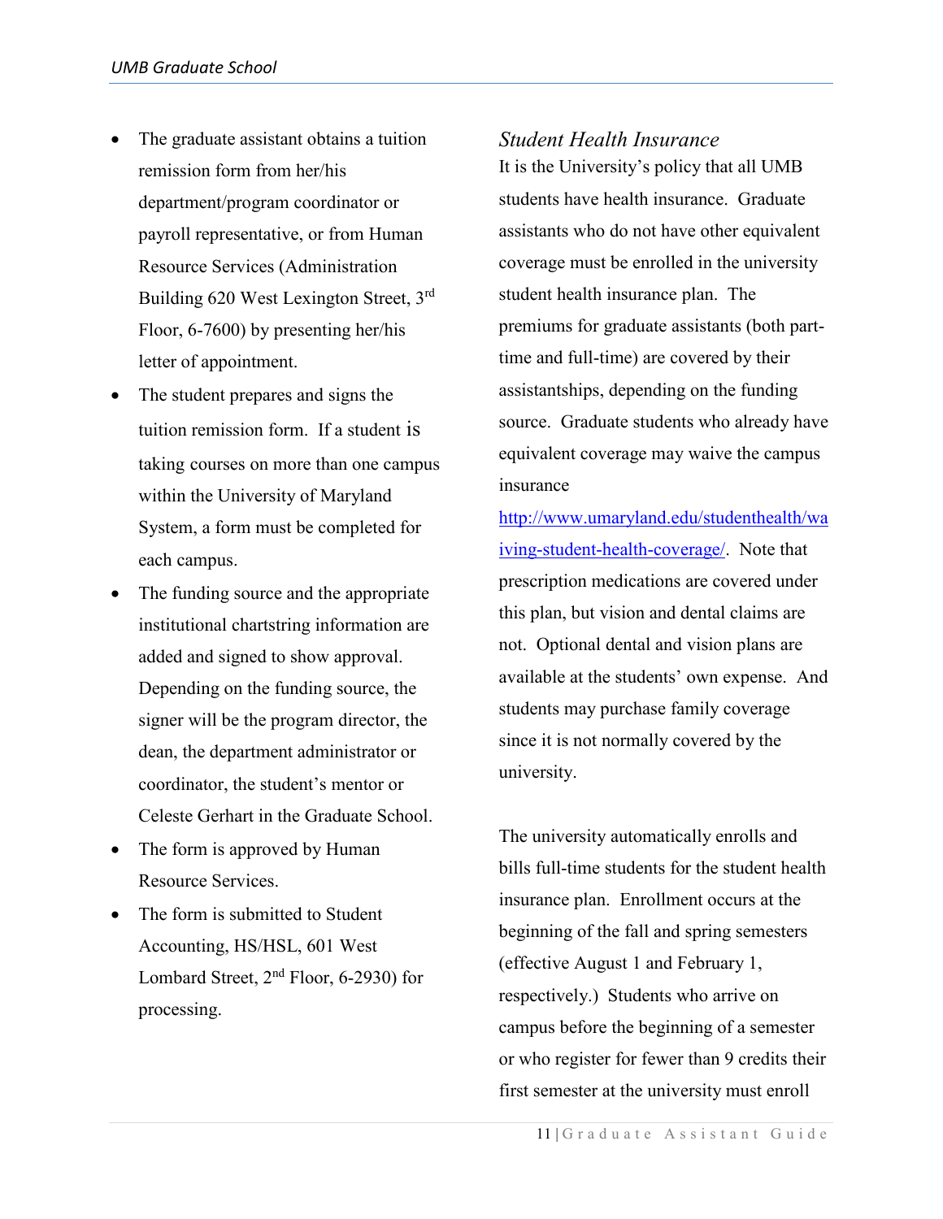- The graduate assistant obtains a tuition remission form from her/his department/program coordinator or payroll representative, or from Human Resource Services (Administration Building 620 West Lexington Street, 3rd Floor, 6-7600) by presenting her/his letter of appointment.
- The student prepares and signs the tuition remission form. If a student is taking courses on more than one campus within the University of Maryland System, a form must be completed for each campus.
- The funding source and the appropriate institutional chartstring information are added and signed to show approval. Depending on the funding source, the signer will be the program director, the dean, the department administrator or coordinator, the student's mentor or Celeste Gerhart in the Graduate School.
- The form is approved by Human Resource Services.
- The form is submitted to Student Accounting, HS/HSL, 601 West Lombard Street, 2nd Floor, 6-2930) for processing.

### *Student Health Insurance*

It is the University's policy that all UMB students have health insurance. Graduate assistants who do not have other equivalent coverage must be enrolled in the university student health insurance plan. The premiums for graduate assistants (both part-time and full-time) are covered by their assistantships, depending on the funding source. Graduate students who already have equivalent coverage may waive the campus insurance [http://www.umaryland.edu/studenthealth/waiving-student-health-coverage/](http://www.umaryland.edu/studenthealth/waiving-student-health-coverage/). Note that prescription medications are covered under this plan, but vision and dental claims are not. Optional dental and vision plans are available at the students' own expense. And students may purchase family coverage since it is not normally covered by the university.

The university automatically enrolls and bills full-time students for the student health insurance plan. Enrollment occurs at the beginning of the fall and spring semesters (effective August 1 and February 1, respectively.) Students who arrive on campus before the beginning of a semester or who register for fewer than 9 credits their first semester at the university must enroll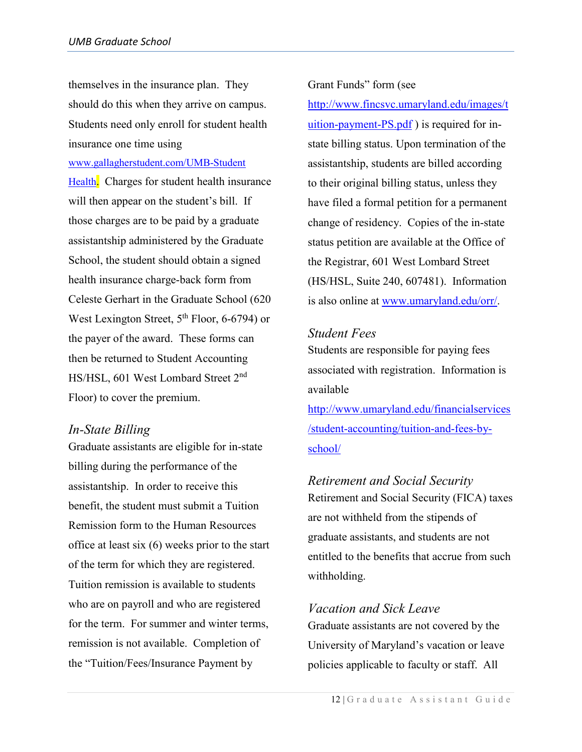themselves in the insurance plan. They should do this when they arrive on campus. Students need only enroll for student health insurance one time using www.gallagherstudent.com/UMB-Student Health. Charges for student health insurance will then appear on the student's bill. If those charges are to be paid by a graduate assistantship administered by the Graduate School, the student should obtain a signed health insurance charge-back form from Celeste Gerhart in the Graduate School (620 West Lexington Street, 5th Floor, 6-6794) or the payer of the award. These forms can then be returned to Student Accounting HS/HSL, 601 West Lombard Street 2nd Floor) to cover the premium.

### *In-State Billing*

Graduate assistants are eligible for in-state billing during the performance of the assistantship. In order to receive this benefit, the student must submit a Tuition Remission form to the Human Resources office at least six (6) weeks prior to the start of the term for which they are registered. Tuition remission is available to students who are on payroll and who are registered for the term. For summer and winter terms, remission is not available. Completion of the "Tuition/Fees/Insurance Payment by Grant Funds" form (see http://www.fincsvc.umaryland.edu/images/tuition-payment-PS.pdf ) is required for in-state billing status. Upon termination of the assistantship, students are billed according to their original billing status, unless they have filed a formal petition for a permanent change of residency. Copies of the in-state status petition are available at the Office of the Registrar, 601 West Lombard Street (HS/HSL, Suite 240, 607481). Information is also online at www.umaryland.edu/orr/.

### *Student Fees*

Students are responsible for paying fees associated with registration. Information is available http://www.umaryland.edu/financialservices/student-accounting/tuition-and-fees-by-school/

### *Retirement and Social Security*

Retirement and Social Security (FICA) taxes are not withheld from the stipends of graduate assistants, and students are not entitled to the benefits that accrue from such withholding.

### *Vacation and Sick Leave*

Graduate assistants are not covered by the University of Maryland's vacation or leave policies applicable to faculty or staff. All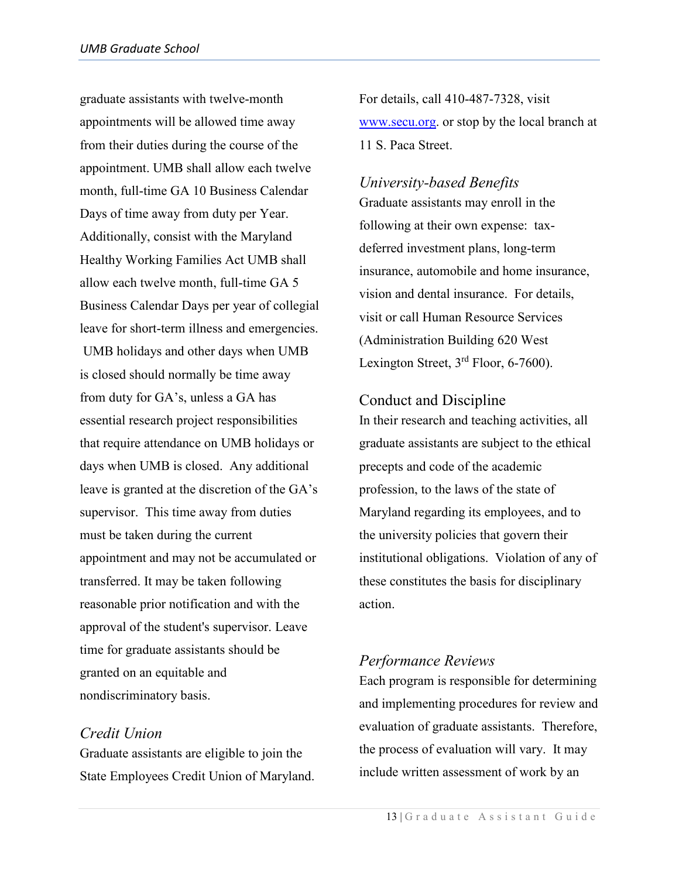graduate assistants with twelve-month appointments will be allowed time away from their duties during the course of the appointment. UMB shall allow each twelve month, full-time GA 10 Business Calendar Days of time away from duty per Year. Additionally, consist with the Maryland Healthy Working Families Act UMB shall allow each twelve month, full-time GA 5 Business Calendar Days per year of collegial leave for short-term illness and emergencies. UMB holidays and other days when UMB is closed should normally be time away from duty for GA's, unless a GA has essential research project responsibilities that require attendance on UMB holidays or days when UMB is closed. Any additional leave is granted at the discretion of the GA's supervisor. This time away from duties must be taken during the current appointment and may not be accumulated or transferred. It may be taken following reasonable prior notification and with the approval of the student's supervisor. Leave time for graduate assistants should be granted on an equitable and nondiscriminatory basis.

### *Credit Union*

Graduate assistants are eligible to join the State Employees Credit Union of Maryland. For details, call 410-487-7328, visit www.secu.org. or stop by the local branch at 11 S. Paca Street.

### *University-based Benefits*

Graduate assistants may enroll in the following at their own expense: tax-deferred investment plans, long-term insurance, automobile and home insurance, vision and dental insurance. For details, visit or call Human Resource Services (Administration Building 620 West Lexington Street, 3rd Floor, 6-7600).

## Conduct and Discipline

In their research and teaching activities, all graduate assistants are subject to the ethical precepts and code of the academic profession, to the laws of the state of Maryland regarding its employees, and to the university policies that govern their institutional obligations. Violation of any of these constitutes the basis for disciplinary action.

### *Performance Reviews*

Each program is responsible for determining and implementing procedures for review and evaluation of graduate assistants. Therefore, the process of evaluation will vary. It may include written assessment of work by an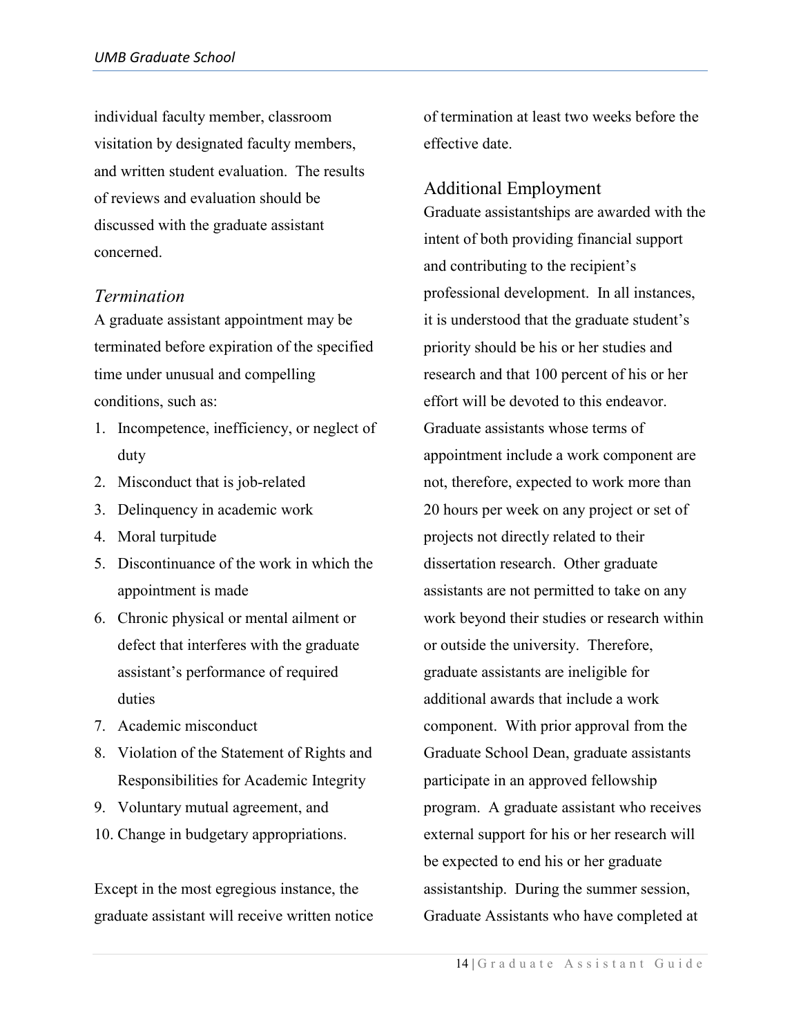individual faculty member, classroom visitation by designated faculty members, and written student evaluation. The results of reviews and evaluation should be discussed with the graduate assistant concerned.

### *Termination*

A graduate assistant appointment may be terminated before expiration of the specified time under unusual and compelling conditions, such as:

1. Incompetence, inefficiency, or neglect of duty
2. Misconduct that is job-related
3. Delinquency in academic work
4. Moral turpitude
5. Discontinuance of the work in which the appointment is made
6. Chronic physical or mental ailment or defect that interferes with the graduate assistant's performance of required duties
7. Academic misconduct
8. Violation of the Statement of Rights and Responsibilities for Academic Integrity
9. Voluntary mutual agreement, and
10. Change in budgetary appropriations.

Except in the most egregious instance, the graduate assistant will receive written notice of termination at least two weeks before the effective date.

## Additional Employment

Graduate assistantships are awarded with the intent of both providing financial support and contributing to the recipient's professional development. In all instances, it is understood that the graduate student's priority should be his or her studies and research and that 100 percent of his or her effort will be devoted to this endeavor. Graduate assistants whose terms of appointment include a work component are not, therefore, expected to work more than 20 hours per week on any project or set of projects not directly related to their dissertation research. Other graduate assistants are not permitted to take on any work beyond their studies or research within or outside the university. Therefore, graduate assistants are ineligible for additional awards that include a work component. With prior approval from the Graduate School Dean, graduate assistants participate in an approved fellowship program. A graduate assistant who receives external support for his or her research will be expected to end his or her graduate assistantship. During the summer session, Graduate Assistants who have completed at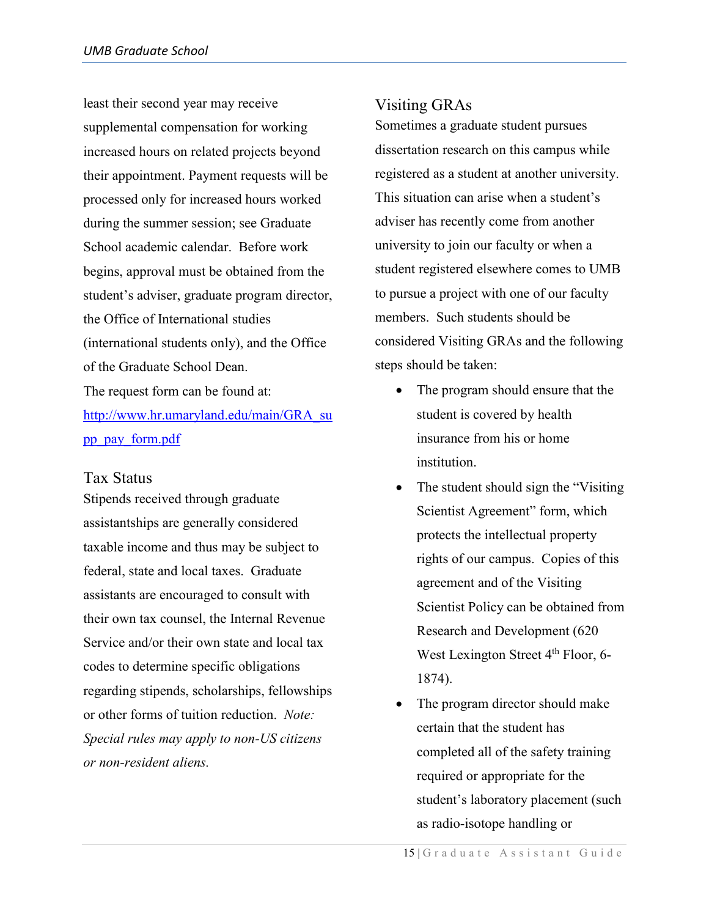least their second year may receive supplemental compensation for working increased hours on related projects beyond their appointment. Payment requests will be processed only for increased hours worked during the summer session; see Graduate School academic calendar. Before work begins, approval must be obtained from the student's adviser, graduate program director, the Office of International studies (international students only), and the Office of the Graduate School Dean.

The request form can be found at: [http://www.hr.umaryland.edu/main/GRA_supp_pay_form.pdf](http://www.hr.umaryland.edu/main/GRA_supp_pay_form.pdf)

## Tax Status

Stipends received through graduate assistantships are generally considered taxable income and thus may be subject to federal, state and local taxes. Graduate assistants are encouraged to consult with their own tax counsel, the Internal Revenue Service and/or their own state and local tax codes to determine specific obligations regarding stipends, scholarships, fellowships or other forms of tuition reduction. *Note: Special rules may apply to non-US citizens or non-resident aliens.*

## Visiting GRAs

Sometimes a graduate student pursues dissertation research on this campus while registered as a student at another university. This situation can arise when a student's adviser has recently come from another university to join our faculty or when a student registered elsewhere comes to UMB to pursue a project with one of our faculty members. Such students should be considered Visiting GRAs and the following steps should be taken:

- The program should ensure that the student is covered by health insurance from his or home institution.
- The student should sign the "Visiting Scientist Agreement" form, which protects the intellectual property rights of our campus. Copies of this agreement and of the Visiting Scientist Policy can be obtained from Research and Development (620 West Lexington Street 4th Floor, 6-1874).
- The program director should make certain that the student has completed all of the safety training required or appropriate for the student's laboratory placement (such as radio-isotope handling or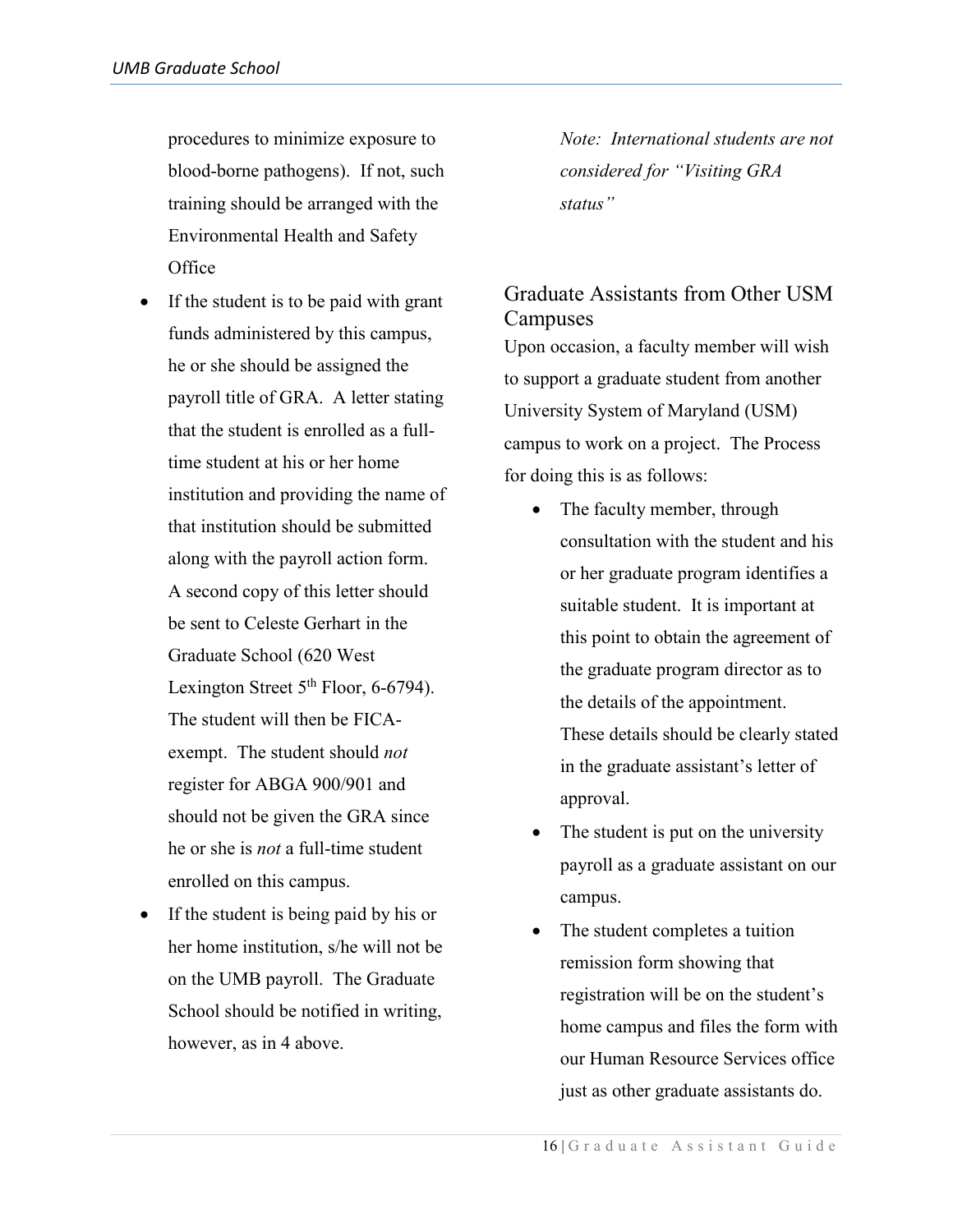procedures to minimize exposure to blood-borne pathogens). If not, such training should be arranged with the Environmental Health and Safety Office

- If the student is to be paid with grant funds administered by this campus, he or she should be assigned the payroll title of GRA. A letter stating that the student is enrolled as a full-time student at his or her home institution and providing the name of that institution should be submitted along with the payroll action form. A second copy of this letter should be sent to Celeste Gerhart in the Graduate School (620 West Lexington Street 5th Floor, 6-6794). The student will then be FICA-exempt. The student should *not* register for ABGA 900/901 and should not be given the GRA since he or she is *not* a full-time student enrolled on this campus.
- If the student is being paid by his or her home institution, s/he will not be on the UMB payroll. The Graduate School should be notified in writing, however, as in 4 above.

*Note: International students are not considered for "Visiting GRA status"*

## Graduate Assistants from Other USM Campuses

Upon occasion, a faculty member will wish to support a graduate student from another University System of Maryland (USM) campus to work on a project. The Process for doing this is as follows:

- The faculty member, through consultation with the student and his or her graduate program identifies a suitable student. It is important at this point to obtain the agreement of the graduate program director as to the details of the appointment. These details should be clearly stated in the graduate assistant's letter of approval.
- The student is put on the university payroll as a graduate assistant on our campus.
- The student completes a tuition remission form showing that registration will be on the student's home campus and files the form with our Human Resource Services office just as other graduate assistants do.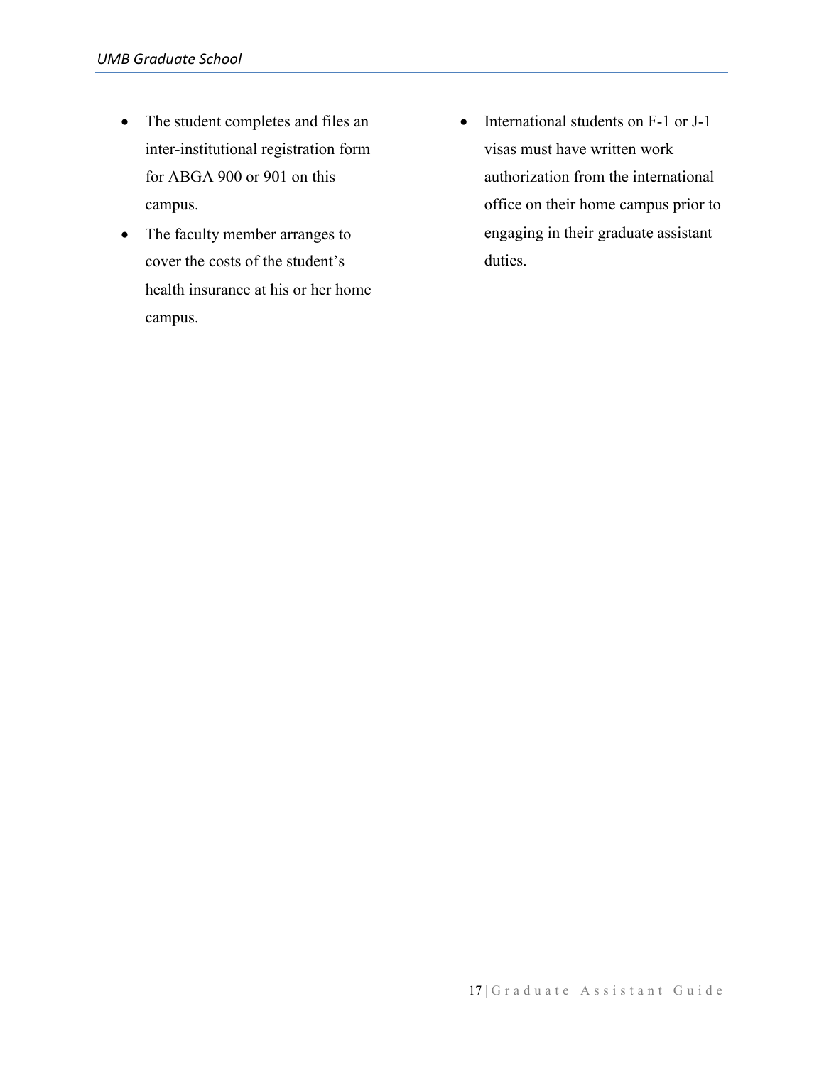- The student completes and files an inter-institutional registration form for ABGA 900 or 901 on this campus.
- The faculty member arranges to cover the costs of the student's health insurance at his or her home campus.
- International students on F-1 or J-1 visas must have written work authorization from the international office on their home campus prior to engaging in their graduate assistant duties.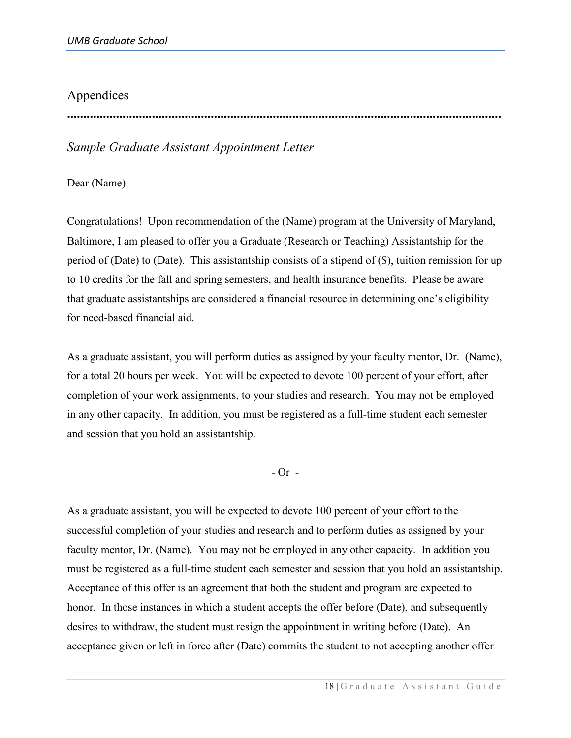## Appendices

### *Sample Graduate Assistant Appointment Letter*

Dear (Name)

Congratulations! Upon recommendation of the (Name) program at the University of Maryland, Baltimore, I am pleased to offer you a Graduate (Research or Teaching) Assistantship for the period of (Date) to (Date). This assistantship consists of a stipend of ($), tuition remission for up to 10 credits for the fall and spring semesters, and health insurance benefits. Please be aware that graduate assistantships are considered a financial resource in determining one's eligibility for need-based financial aid.

As a graduate assistant, you will perform duties as assigned by your faculty mentor, Dr. (Name), for a total 20 hours per week. You will be expected to devote 100 percent of your effort, after completion of your work assignments, to your studies and research. You may not be employed in any other capacity. In addition, you must be registered as a full-time student each semester and session that you hold an assistantship.

- Or -

As a graduate assistant, you will be expected to devote 100 percent of your effort to the successful completion of your studies and research and to perform duties as assigned by your faculty mentor, Dr. (Name). You may not be employed in any other capacity. In addition you must be registered as a full-time student each semester and session that you hold an assistantship. Acceptance of this offer is an agreement that both the student and program are expected to honor. In those instances in which a student accepts the offer before (Date), and subsequently desires to withdraw, the student must resign the appointment in writing before (Date). An acceptance given or left in force after (Date) commits the student to not accepting another offer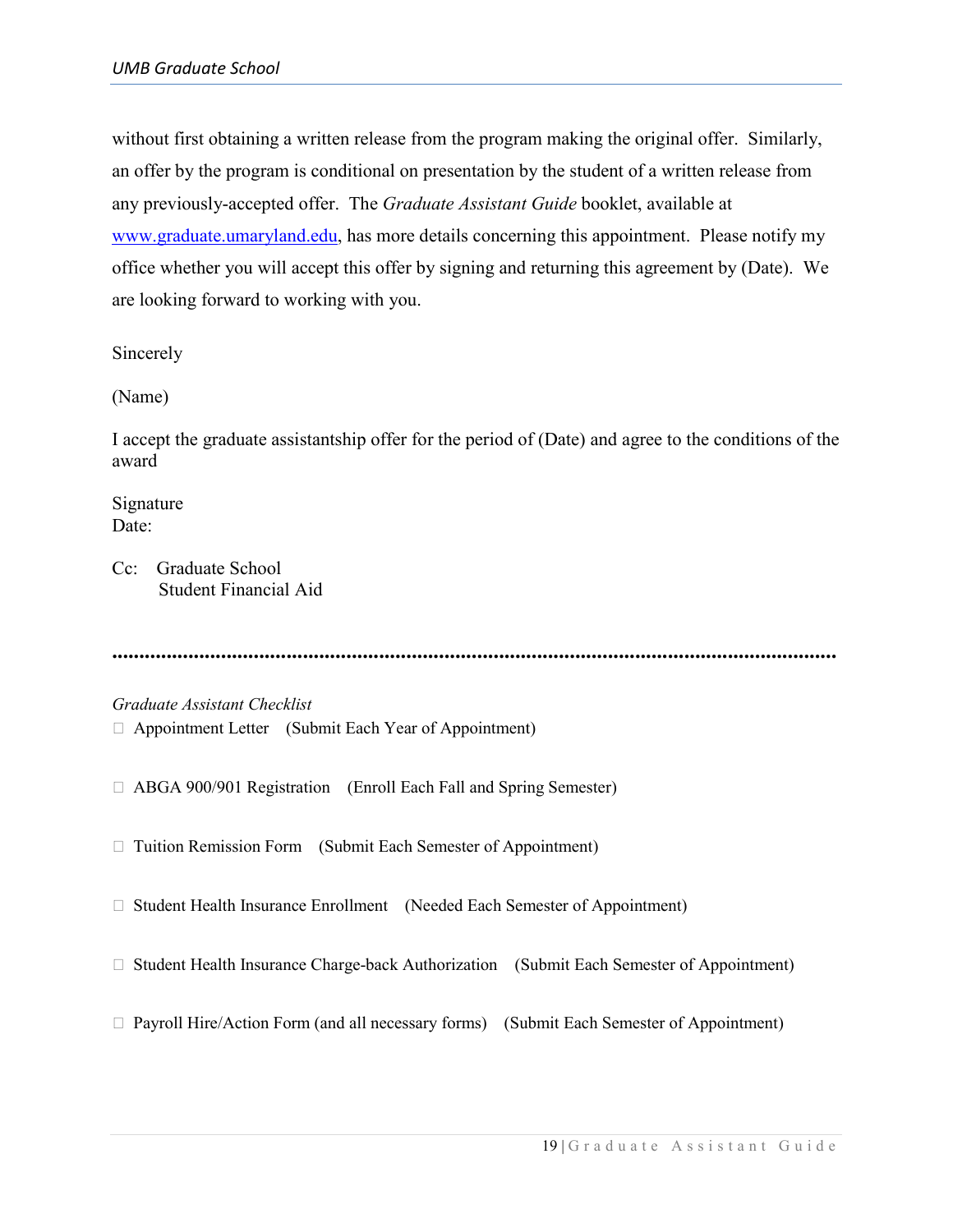without first obtaining a written release from the program making the original offer. Similarly, an offer by the program is conditional on presentation by the student of a written release from any previously-accepted offer. The *Graduate Assistant Guide* booklet, available at [www.graduate.umaryland.edu](http://www.graduate.umaryland.edu), has more details concerning this appointment. Please notify my office whether you will accept this offer by signing and returning this agreement by (Date). We are looking forward to working with you.

Sincerely

(Name)

I accept the graduate assistantship offer for the period of (Date) and agree to the conditions of the award

Signature
Date:

Cc: Graduate School
Student Financial Aid

.......................................................................................................................................

*Graduate Assistant Checklist*

- ☐ Appointment Letter (Submit Each Year of Appointment)
- ☐ ABGA 900/901 Registration (Enroll Each Fall and Spring Semester)
- ☐ Tuition Remission Form (Submit Each Semester of Appointment)
- ☐ Student Health Insurance Enrollment (Needed Each Semester of Appointment)
- ☐ Student Health Insurance Charge-back Authorization (Submit Each Semester of Appointment)
- ☐ Payroll Hire/Action Form (and all necessary forms) (Submit Each Semester of Appointment)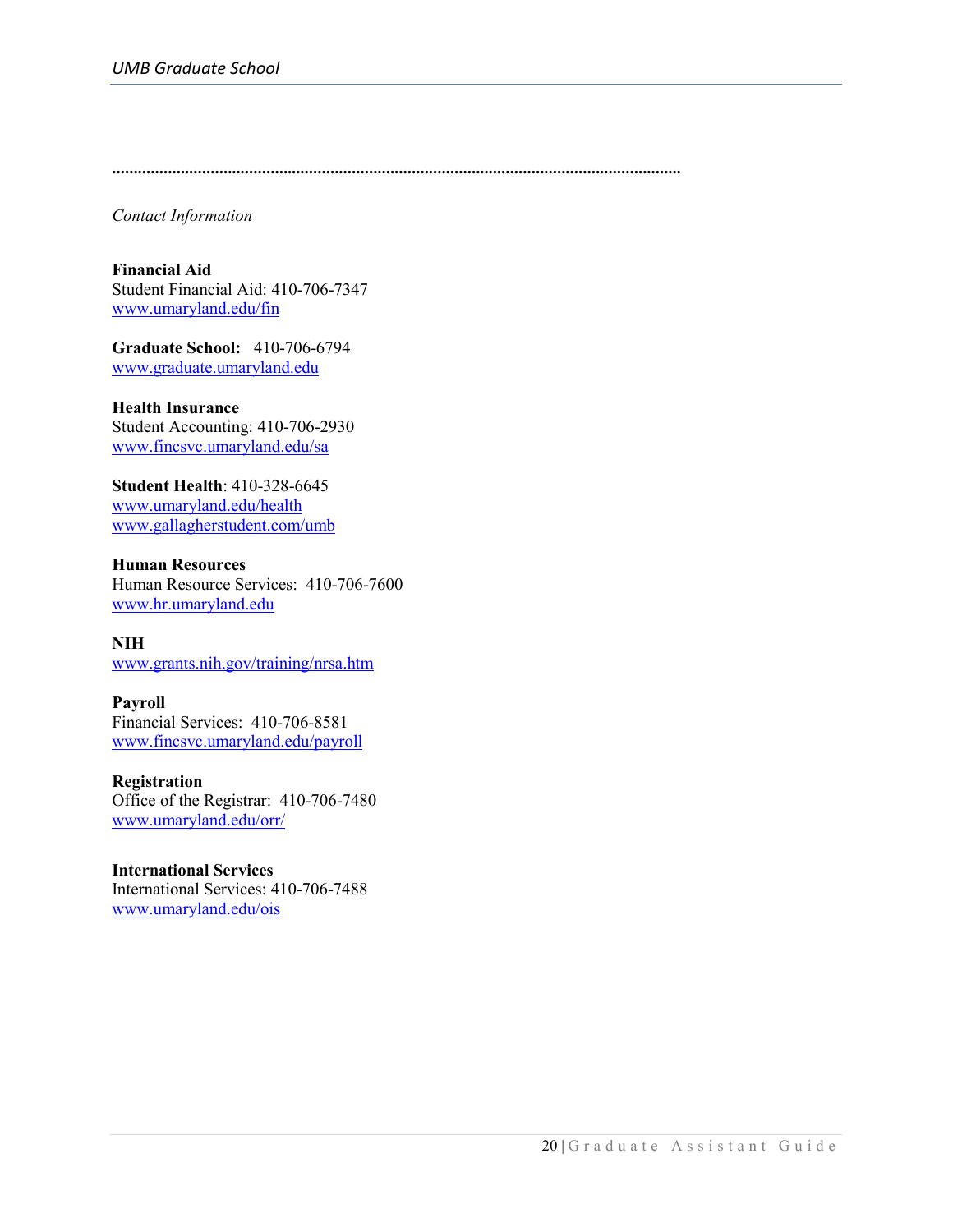*Contact Information*

**Financial Aid**
Student Financial Aid: 410-706-7347
www.umaryland.edu/fin

**Graduate School:** 410-706-6794
www.graduate.umaryland.edu

**Health Insurance**
Student Accounting: 410-706-2930
www.fincsvc.umaryland.edu/sa

**Student Health**: 410-328-6645
www.umaryland.edu/health
www.gallagherstudent.com/umb

**Human Resources**
Human Resource Services: 410-706-7600
www.hr.umaryland.edu

**NIH**
www.grants.nih.gov/training/nrsa.htm

**Payroll**
Financial Services: 410-706-8581
www.fincsvc.umaryland.edu/payroll

**Registration**
Office of the Registrar: 410-706-7480
www.umaryland.edu/orr/

**International Services**
International Services: 410-706-7488
www.umaryland.edu/ois